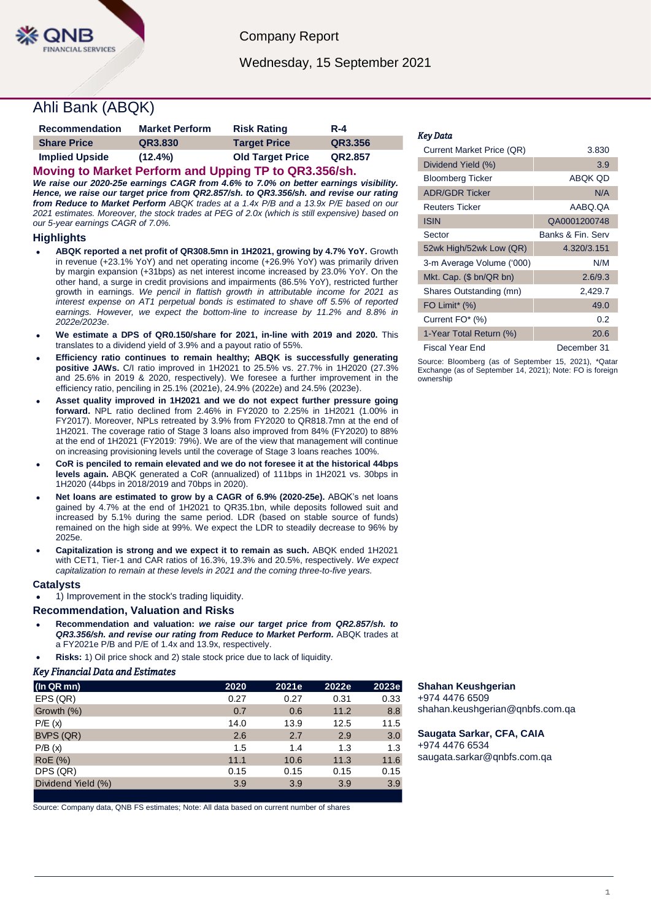Company Report

Wednesday, 15 September 2021

# Ahli Bank (ABQK)

| Recommendation | Market Perform | Risk Rating | R-4 |
|---|---|---|---|
| Share Price | QR3.830 | Target Price | QR3.356 |
| Implied Upside | (12.4%) | Old Target Price | QR2.857 |

## Moving to Market Perform and Upping TP to QR3.356/sh.

***We raise our 2020-25e earnings CAGR from 4.6% to 7.0% on better earnings visibility. Hence, we raise our target price from QR2.857/sh. to QR3.356/sh. and revise our rating from Reduce to Market Perform*** *ABQK trades at a 1.4x P/B and a 13.9x P/E based on our 2021 estimates. Moreover, the stock trades at PEG of 2.0x (which is still expensive) based on our 5-year earnings CAGR of 7.0%.*

### Highlights

- **ABQK reported a net profit of QR308.5mn in 1H2021, growing by 4.7% YoY.** Growth in revenue (+23.1% YoY) and net operating income (+26.9% YoY) was primarily driven by margin expansion (+31bps) as net interest income increased by 23.0% YoY. On the other hand, a surge in credit provisions and impairments (86.5% YoY), restricted further growth in earnings. *We pencil in flattish growth in attributable income for 2021 as interest expense on AT1 perpetual bonds is estimated to shave off 5.5% of reported earnings. However, we expect the bottom-line to increase by 11.2% and 8.8% in 2022e/2023e*.
- **We estimate a DPS of QR0.150/share for 2021, in-line with 2019 and 2020.** This translates to a dividend yield of 3.9% and a payout ratio of 55%.
- **Efficiency ratio continues to remain healthy; ABQK is successfully generating positive JAWs.** C/I ratio improved in 1H2021 to 25.5% vs. 27.7% in 1H2020 (27.3% and 25.6% in 2019 & 2020, respectively). We foresee a further improvement in the efficiency ratio, penciling in 25.1% (2021e), 24.9% (2022e) and 24.5% (2023e).
- **Asset quality improved in 1H2021 and we do not expect further pressure going forward.** NPL ratio declined from 2.46% in FY2020 to 2.25% in 1H2021 (1.00% in FY2017). Moreover, NPLs retreated by 3.9% from FY2020 to QR818.7mn at the end of 1H2021. The coverage ratio of Stage 3 loans also improved from 84% (FY2020) to 88% at the end of 1H2021 (FY2019: 79%). We are of the view that management will continue on increasing provisioning levels until the coverage of Stage 3 loans reaches 100%.
- **CoR is penciled to remain elevated and we do not foresee it at the historical 44bps levels again.** ABQK generated a CoR (annualized) of 111bps in 1H2021 vs. 30bps in 1H2020 (44bps in 2018/2019 and 70bps in 2020).
- **Net loans are estimated to grow by a CAGR of 6.9% (2020-25e).** ABQK's net loans gained by 4.7% at the end of 1H2021 to QR35.1bn, while deposits followed suit and increased by 5.1% during the same period. LDR (based on stable source of funds) remained on the high side at 99%. We expect the LDR to steadily decrease to 96% by 2025e.
- **Capitalization is strong and we expect it to remain as such.** ABQK ended 1H2021 with CET1, Tier-1 and CAR ratios of 16.3%, 19.3% and 20.5%, respectively. *We expect capitalization to remain at these levels in 2021 and the coming three-to-five years.*

### Catalysts

- 1) Improvement in the stock's trading liquidity.

### Recommendation, Valuation and Risks

- **Recommendation and valuation:** ***we raise our target price from QR2.857/sh. to QR3.356/sh. and revise our rating from Reduce to Market Perform.*** ABQK trades at a FY2021e P/B and P/E of 1.4x and 13.9x, respectively.
- **Risks:** 1) Oil price shock and 2) stale stock price due to lack of liquidity.

### Key Financial Data and Estimates

| (In QR mn) | 2020 | 2021e | 2022e | 2023e |
|---|---|---|---|---|
| EPS (QR) | 0.27 | 0.27 | 0.31 | 0.33 |
| Growth (%) | 0.7 | 0.6 | 11.2 | 8.8 |
| P/E (x) | 14.0 | 13.9 | 12.5 | 11.5 |
| BVPS (QR) | 2.6 | 2.7 | 2.9 | 3.0 |
| P/B (x) | 1.5 | 1.4 | 1.3 | 1.3 |
| RoE (%) | 11.1 | 10.6 | 11.3 | 11.6 |
| DPS (QR) | 0.15 | 0.15 | 0.15 | 0.15 |
| Dividend Yield (%) | 3.9 | 3.9 | 3.9 | 3.9 |

Source: Company data, QNB FS estimates; Note: All data based on current number of shares

### Key Data

| | |
|---|---|
| Current Market Price (QR) | 3.830 |
| Dividend Yield (%) | 3.9 |
| Bloomberg Ticker | ABQK QD |
| ADR/GDR Ticker | N/A |
| Reuters Ticker | AABQ.QA |
| ISIN | QA0001200748 |
| Sector | Banks & Fin. Serv |
| 52wk High/52wk Low (QR) | 4.320/3.151 |
| 3-m Average Volume ('000) | N/M |
| Mkt. Cap. ($ bn/QR bn) | 2.6/9.3 |
| Shares Outstanding (mn) | 2,429.7 |
| FO Limit* (%) | 49.0 |
| Current FO* (%) | 0.2 |
| 1-Year Total Return (%) | 20.6 |
| Fiscal Year End | December 31 |

Source: Bloomberg (as of September 15, 2021), *Qatar Exchange (as of September 14, 2021); Note: FO is foreign ownership

**Shahan Keushgerian**
+974 4476 6509
shahan.keushgerian@qnbfs.com.qa

**Saugata Sarkar, CFA, CAIA**
+974 4476 6534
saugata.sarkar@qnbfs.com.qa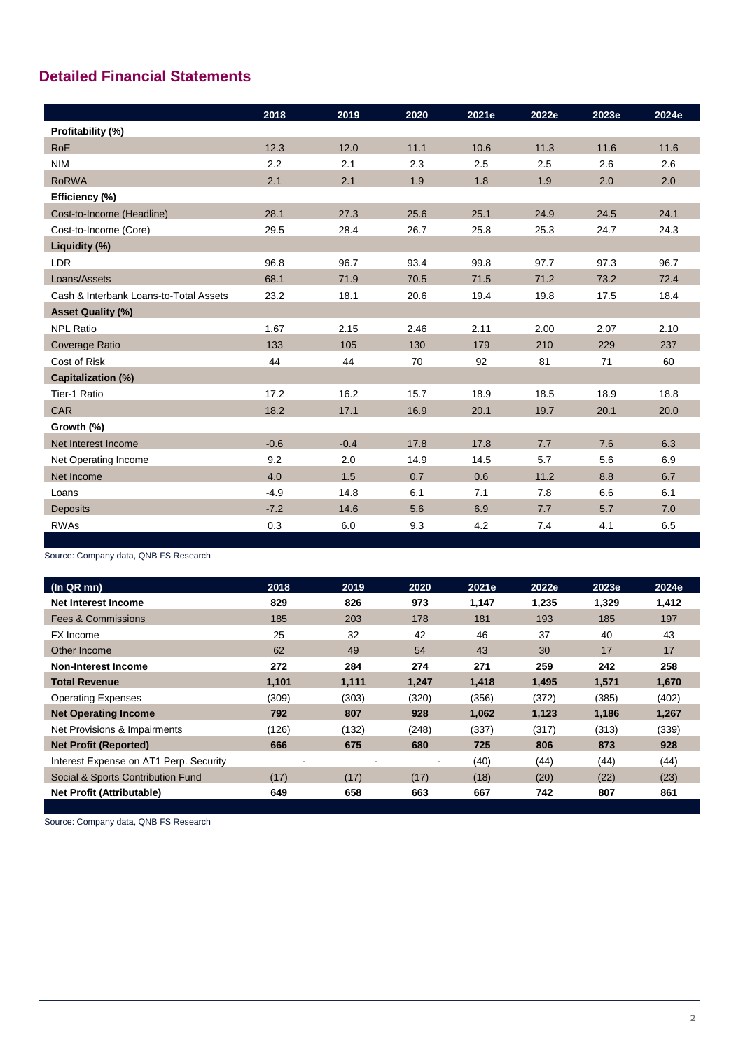## Detailed Financial Statements

| | 2018 | 2019 | 2020 | 2021e | 2022e | 2023e | 2024e |
|---|---|---|---|---|---|---|---|
| **Profitability (%)** | | | | | | | |
| RoE | 12.3 | 12.0 | 11.1 | 10.6 | 11.3 | 11.6 | 11.6 |
| NIM | 2.2 | 2.1 | 2.3 | 2.5 | 2.5 | 2.6 | 2.6 |
| RoRWA | 2.1 | 2.1 | 1.9 | 1.8 | 1.9 | 2.0 | 2.0 |
| **Efficiency (%)** | | | | | | | |
| Cost-to-Income (Headline) | 28.1 | 27.3 | 25.6 | 25.1 | 24.9 | 24.5 | 24.1 |
| Cost-to-Income (Core) | 29.5 | 28.4 | 26.7 | 25.8 | 25.3 | 24.7 | 24.3 |
| **Liquidity (%)** | | | | | | | |
| LDR | 96.8 | 96.7 | 93.4 | 99.8 | 97.7 | 97.3 | 96.7 |
| Loans/Assets | 68.1 | 71.9 | 70.5 | 71.5 | 71.2 | 73.2 | 72.4 |
| Cash & Interbank Loans-to-Total Assets | 23.2 | 18.1 | 20.6 | 19.4 | 19.8 | 17.5 | 18.4 |
| **Asset Quality (%)** | | | | | | | |
| NPL Ratio | 1.67 | 2.15 | 2.46 | 2.11 | 2.00 | 2.07 | 2.10 |
| Coverage Ratio | 133 | 105 | 130 | 179 | 210 | 229 | 237 |
| Cost of Risk | 44 | 44 | 70 | 92 | 81 | 71 | 60 |
| **Capitalization (%)** | | | | | | | |
| Tier-1 Ratio | 17.2 | 16.2 | 15.7 | 18.9 | 18.5 | 18.9 | 18.8 |
| CAR | 18.2 | 17.1 | 16.9 | 20.1 | 19.7 | 20.1 | 20.0 |
| **Growth (%)** | | | | | | | |
| Net Interest Income | -0.6 | -0.4 | 17.8 | 17.8 | 7.7 | 7.6 | 6.3 |
| Net Operating Income | 9.2 | 2.0 | 14.9 | 14.5 | 5.7 | 5.6 | 6.9 |
| Net Income | 4.0 | 1.5 | 0.7 | 0.6 | 11.2 | 8.8 | 6.7 |
| Loans | -4.9 | 14.8 | 6.1 | 7.1 | 7.8 | 6.6 | 6.1 |
| Deposits | -7.2 | 14.6 | 5.6 | 6.9 | 7.7 | 5.7 | 7.0 |
| RWAs | 0.3 | 6.0 | 9.3 | 4.2 | 7.4 | 4.1 | 6.5 |

Source: Company data, QNB FS Research

| (In QR mn) | 2018 | 2019 | 2020 | 2021e | 2022e | 2023e | 2024e |
|---|---|---|---|---|---|---|---|
| **Net Interest Income** | **829** | **826** | **973** | **1,147** | **1,235** | **1,329** | **1,412** |
| Fees & Commissions | 185 | 203 | 178 | 181 | 193 | 185 | 197 |
| FX Income | 25 | 32 | 42 | 46 | 37 | 40 | 43 |
| Other Income | 62 | 49 | 54 | 43 | 30 | 17 | 17 |
| **Non-Interest Income** | **272** | **284** | **274** | **271** | **259** | **242** | **258** |
| **Total Revenue** | **1,101** | **1,111** | **1,247** | **1,418** | **1,495** | **1,571** | **1,670** |
| Operating Expenses | (309) | (303) | (320) | (356) | (372) | (385) | (402) |
| **Net Operating Income** | **792** | **807** | **928** | **1,062** | **1,123** | **1,186** | **1,267** |
| Net Provisions & Impairments | (126) | (132) | (248) | (337) | (317) | (313) | (339) |
| **Net Profit (Reported)** | **666** | **675** | **680** | **725** | **806** | **873** | **928** |
| Interest Expense on AT1 Perp. Security | - | - | - | (40) | (44) | (44) | (44) |
| Social & Sports Contribution Fund | (17) | (17) | (17) | (18) | (20) | (22) | (23) |
| **Net Profit (Attributable)** | **649** | **658** | **663** | **667** | **742** | **807** | **861** |

Source: Company data, QNB FS Research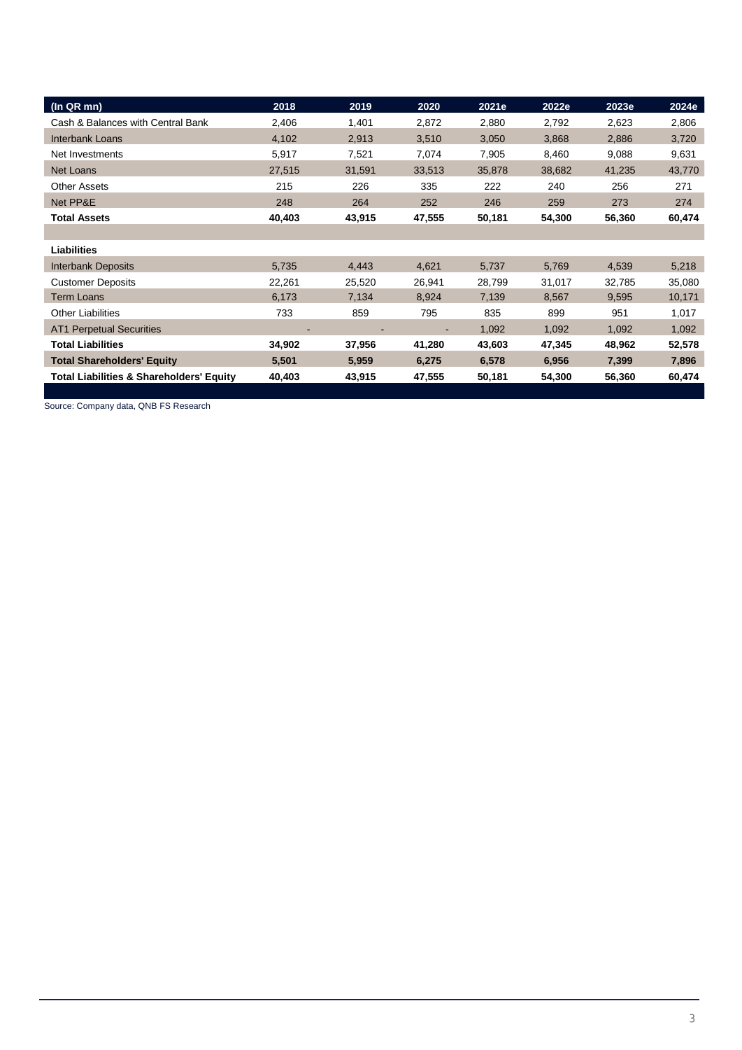| (In QR mn) | 2018 | 2019 | 2020 | 2021e | 2022e | 2023e | 2024e |
|---|---|---|---|---|---|---|---|
| Cash & Balances with Central Bank | 2,406 | 1,401 | 2,872 | 2,880 | 2,792 | 2,623 | 2,806 |
| Interbank Loans | 4,102 | 2,913 | 3,510 | 3,050 | 3,868 | 2,886 | 3,720 |
| Net Investments | 5,917 | 7,521 | 7,074 | 7,905 | 8,460 | 9,088 | 9,631 |
| Net Loans | 27,515 | 31,591 | 33,513 | 35,878 | 38,682 | 41,235 | 43,770 |
| Other Assets | 215 | 226 | 335 | 222 | 240 | 256 | 271 |
| Net PP&E | 248 | 264 | 252 | 246 | 259 | 273 | 274 |
| **Total Assets** | **40,403** | **43,915** | **47,555** | **50,181** | **54,300** | **56,360** | **60,474** |
| | | | | | | | |
| **Liabilities** | | | | | | | |
| Interbank Deposits | 5,735 | 4,443 | 4,621 | 5,737 | 5,769 | 4,539 | 5,218 |
| Customer Deposits | 22,261 | 25,520 | 26,941 | 28,799 | 31,017 | 32,785 | 35,080 |
| Term Loans | 6,173 | 7,134 | 8,924 | 7,139 | 8,567 | 9,595 | 10,171 |
| Other Liabilities | 733 | 859 | 795 | 835 | 899 | 951 | 1,017 |
| AT1 Perpetual Securities | - | - | - | 1,092 | 1,092 | 1,092 | 1,092 |
| **Total Liabilities** | **34,902** | **37,956** | **41,280** | **43,603** | **47,345** | **48,962** | **52,578** |
| **Total Shareholders' Equity** | **5,501** | **5,959** | **6,275** | **6,578** | **6,956** | **7,399** | **7,896** |
| **Total Liabilities & Shareholders' Equity** | **40,403** | **43,915** | **47,555** | **50,181** | **54,300** | **56,360** | **60,474** |

Source: Company data, QNB FS Research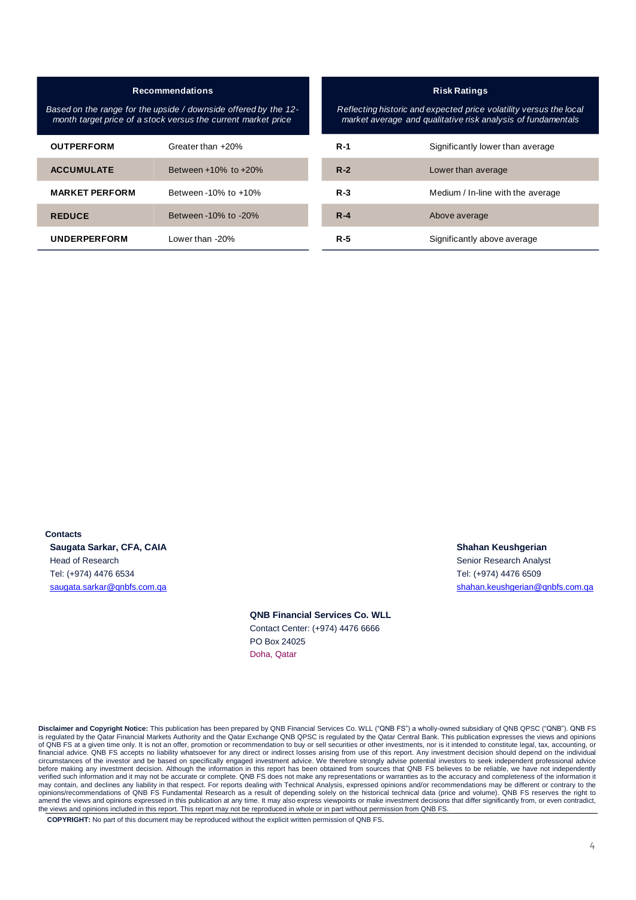| Recommendations | |
|---|---|
| *Based on the range for the upside / downside offered by the 12-month target price of a stock versus the current market price* | |
| **OUTPERFORM** | Greater than +20% |
| **ACCUMULATE** | Between +10% to +20% |
| **MARKET PERFORM** | Between -10% to +10% |
| **REDUCE** | Between -10% to -20% |
| **UNDERPERFORM** | Lower than -20% |

| Risk Ratings | |
|---|---|
| *Reflecting historic and expected price volatility versus the local market average and qualitative risk analysis of fundamentals* | |
| **R-1** | Significantly lower than average |
| **R-2** | Lower than average |
| **R-3** | Medium / In-line with the average |
| **R-4** | Above average |
| **R-5** | Significantly above average |

**Contacts**

**Saugata Sarkar, CFA, CAIA**
Head of Research
Tel: (+974) 4476 6534
saugata.sarkar@qnbfs.com.qa

**Shahan Keushgerian**
Senior Research Analyst
Tel: (+974) 4476 6509
shahan.keushgerian@qnbfs.com.qa

**QNB Financial Services Co. WLL**
Contact Center: (+974) 4476 6666
PO Box 24025
Doha, Qatar

**Disclaimer and Copyright Notice:** This publication has been prepared by QNB Financial Services Co. WLL ("QNB FS") a wholly-owned subsidiary of QNB QPSC ("QNB"). QNB FS is regulated by the Qatar Financial Markets Authority and the Qatar Exchange QNB QPSC is regulated by the Qatar Central Bank. This publication expresses the views and opinions of QNB FS at a given time only. It is not an offer, promotion or recommendation to buy or sell securities or other investments, nor is it intended to constitute legal, tax, accounting, or financial advice. QNB FS accepts no liability whatsoever for any direct or indirect losses arising from use of this report. Any investment decision should depend on the individual circumstances of the investor and be based on specifically engaged investment advice. We therefore strongly advise potential investors to seek independent professional advice before making any investment decision. Although the information in this report has been obtained from sources that QNB FS believes to be reliable, we have not independently verified such information and it may not be accurate or complete. QNB FS does not make any representations or warranties as to the accuracy and completeness of the information it may contain, and declines any liability in that respect. For reports dealing with Technical Analysis, expressed opinions and/or recommendations may be different or contrary to the opinions/recommendations of QNB FS Fundamental Research as a result of depending solely on the historical technical data (price and volume). QNB FS reserves the right to amend the views and opinions expressed in this publication at any time. It may also express viewpoints or make investment decisions that differ significantly from, or even contradict, the views and opinions included in this report. This report may not be reproduced in whole or in part without permission from QNB FS.

**COPYRIGHT:** No part of this document may be reproduced without the explicit written permission of QNB FS.